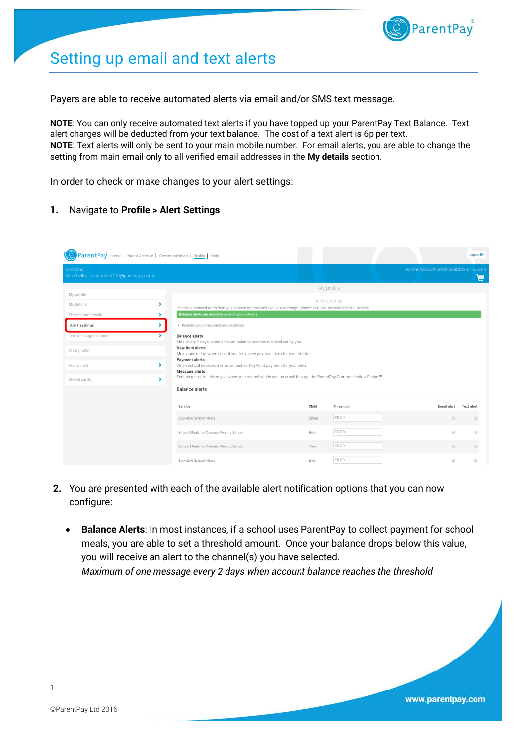# Setting up email and text alerts

Payers are able to receive automated alerts via email and/or SMS text message.

**NOTE**: You can only receive automated text alerts if you have topped up your ParentPay Text Balance. Text alert charges will be deducted from your text balance. The cost of a text alert is 6p per text.
**NOTE**: Text alerts will only be sent to your main mobile number. For email alerts, you are able to change the setting from main email only to all verified email addresses in the **My details** section.

In order to check or make changes to your alert settings:

1. Navigate to **Profile > Alert Settings**

2. You are presented with each of the available alert notification options that you can now configure:

- **Balance Alerts**: In most instances, if a school uses ParentPay to collect payment for school meals, you are able to set a threshold amount. Once your balance drops below this value, you will receive an alert to the channel(s) you have selected.
  *Maximum of one message every 2 days when account balance reaches the threshold*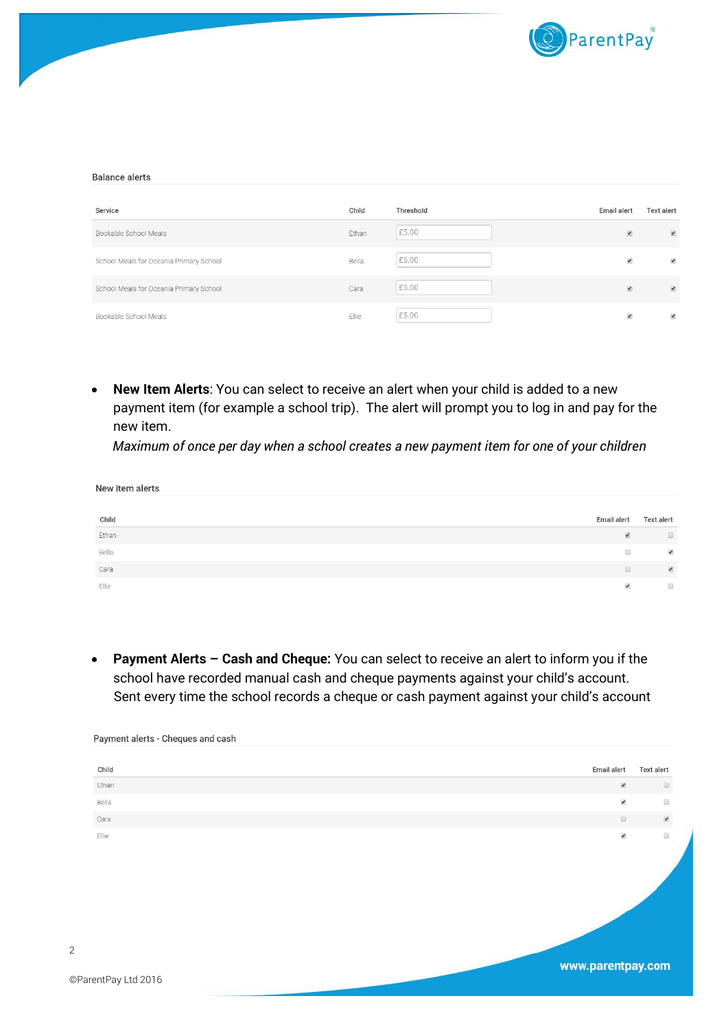### Balance alerts

| Service | Child | Threshold | Email alert | Text alert |
|---|---|---|---|---|
| Bookable School Meals | Ethan | £5.00 | ✔ | ✔ |
| School Meals for Oceania Primary School | Bella | £5.00 | ✔ | ✔ |
| School Meals for Oceania Primary School | Cara | £5.00 | ✔ | ✔ |
| Bookable School Meals | Ellie | £5.00 | ✔ | ✔ |

- **New Item Alerts**: You can select to receive an alert when your child is added to a new payment item (for example a school trip). The alert will prompt you to log in and pay for the new item.
  *Maximum of once per day when a school creates a new payment item for one of your children*

### New item alerts

| Child | Email alert | Text alert |
|---|---|---|
| Ethan | ✔ | ☐ |
| Bella | ☐ | ✔ |
| Cara | ☐ | ✔ |
| Ellie | ✔ | ☐ |

- **Payment Alerts – Cash and Cheque:** You can select to receive an alert to inform you if the school have recorded manual cash and cheque payments against your child's account.
  Sent every time the school records a cheque or cash payment against your child's account

### Payment alerts - Cheques and cash

| Child | Email alert | Text alert |
|---|---|---|
| Ethan | ✔ | ☐ |
| Bella | ✔ | ☐ |
| Cara | ☐ | ✔ |
| Ellie | ✔ | ☐ |

©ParentPay Ltd 2016

www.parentpay.com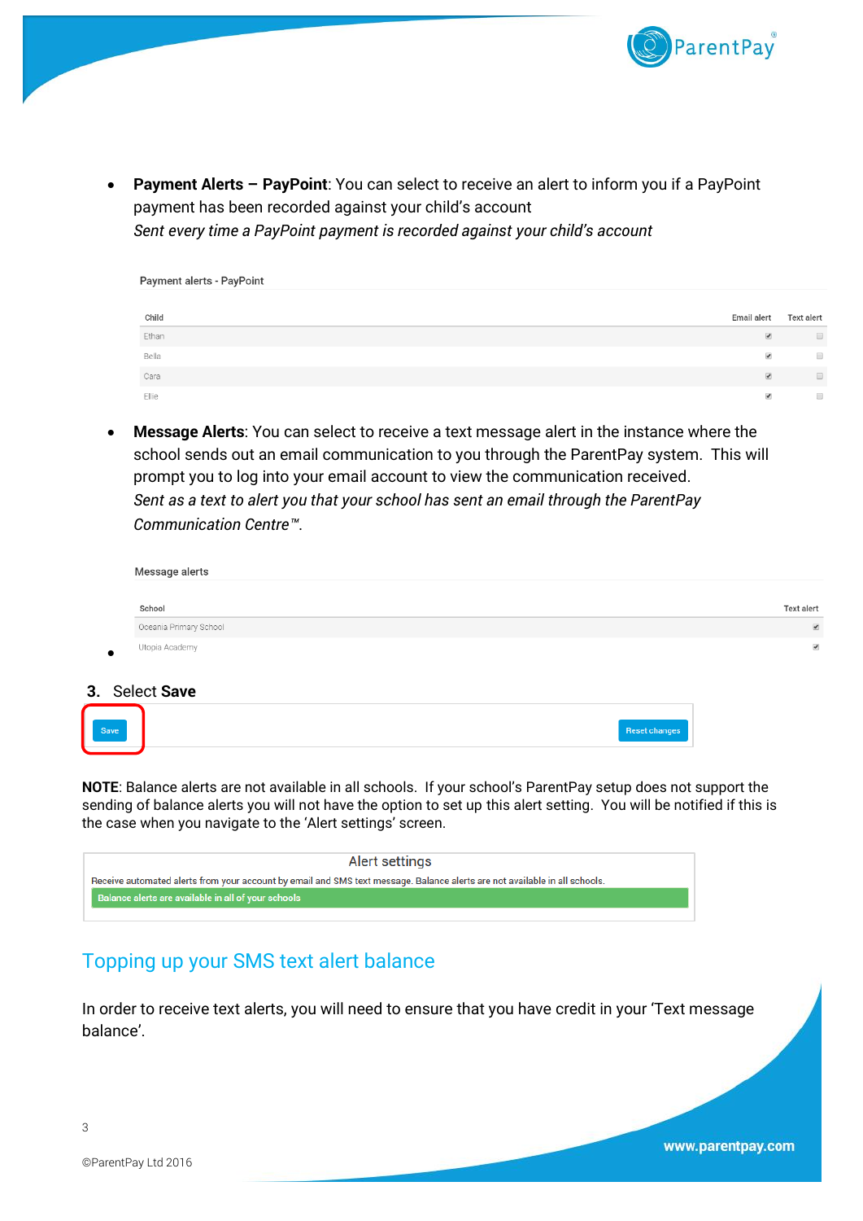- **Payment Alerts – PayPoint**: You can select to receive an alert to inform you if a PayPoint payment has been recorded against your child's account
  *Sent every time a PayPoint payment is recorded against your child's account*

Payment alerts - PayPoint

| Child | Email alert | Text alert |
|---|---|---|
| Ethan | ☑ | ☐ |
| Bella | ☑ | ☐ |
| Cara | ☑ | ☐ |
| Ellie | ☑ | ☐ |

- **Message Alerts**: You can select to receive a text message alert in the instance where the school sends out an email communication to you through the ParentPay system. This will prompt you to log into your email account to view the communication received.
  *Sent as a text to alert you that your school has sent an email through the ParentPay Communication Centre™.*

Message alerts

| School | Text alert |
|---|---|
| Oceania Primary School | ☑ |
| Utopia Academy | ☑ |

3. Select **Save**

Save | Reset changes

**NOTE**: Balance alerts are not available in all schools. If your school's ParentPay setup does not support the sending of balance alerts you will not have the option to set up this alert setting. You will be notified if this is the case when you navigate to the 'Alert settings' screen.

Alert settings

Receive automated alerts from your account by email and SMS text message. Balance alerts are not available in all schools.

Balance alerts are available in all of your schools

## Topping up your SMS text alert balance

In order to receive text alerts, you will need to ensure that you have credit in your 'Text message balance'.

©ParentPay Ltd 2016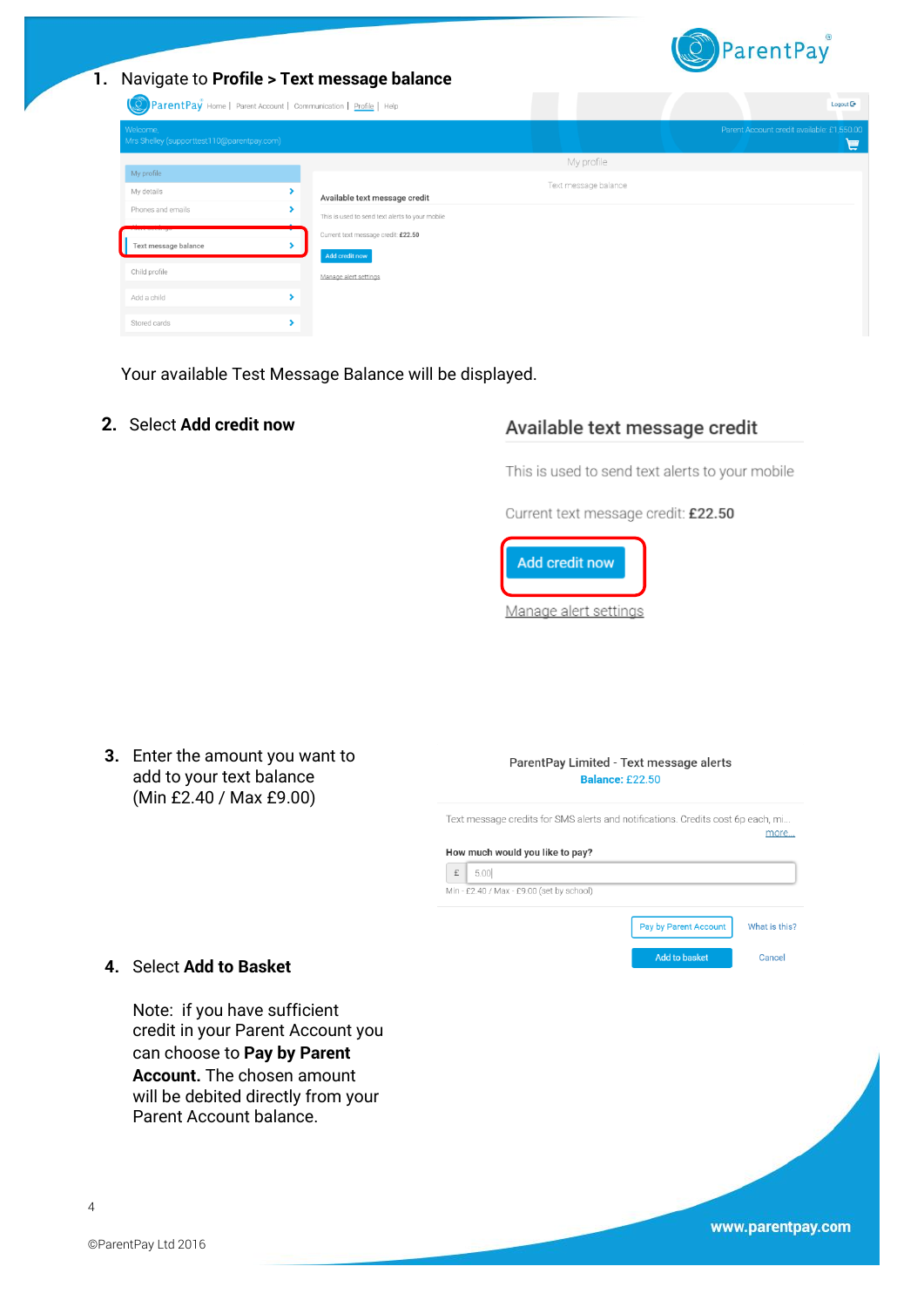1. Navigate to **Profile > Text message balance**

Your available Test Message Balance will be displayed.

2. Select **Add credit now**

3. Enter the amount you want to add to your text balance (Min £2.40 / Max £9.00)

4. Select **Add to Basket**

   Note: if you have sufficient credit in your Parent Account you can choose to **Pay by Parent Account.** The chosen amount will be debited directly from your Parent Account balance.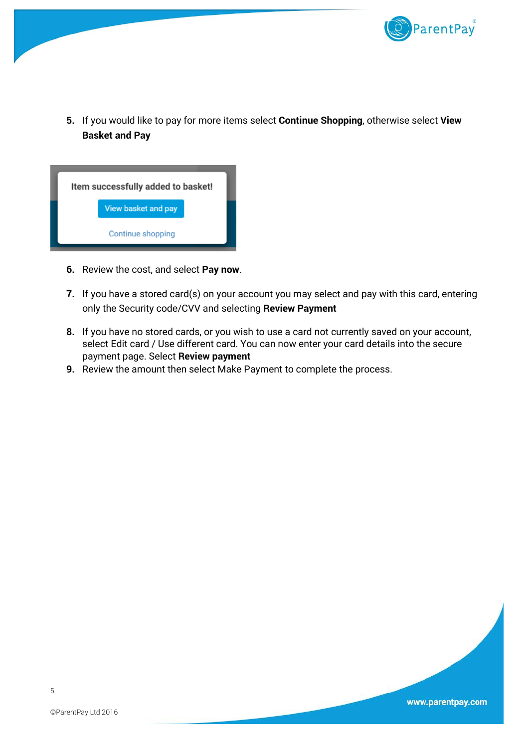5. If you would like to pay for more items select **Continue Shopping**, otherwise select **View Basket and Pay**

6. Review the cost, and select **Pay now**.

7. If you have a stored card(s) on your account you may select and pay with this card, entering only the Security code/CVV and selecting **Review Payment**

8. If you have no stored cards, or you wish to use a card not currently saved on your account, select Edit card / Use different card. You can now enter your card details into the secure payment page. Select **Review payment**

9. Review the amount then select Make Payment to complete the process.